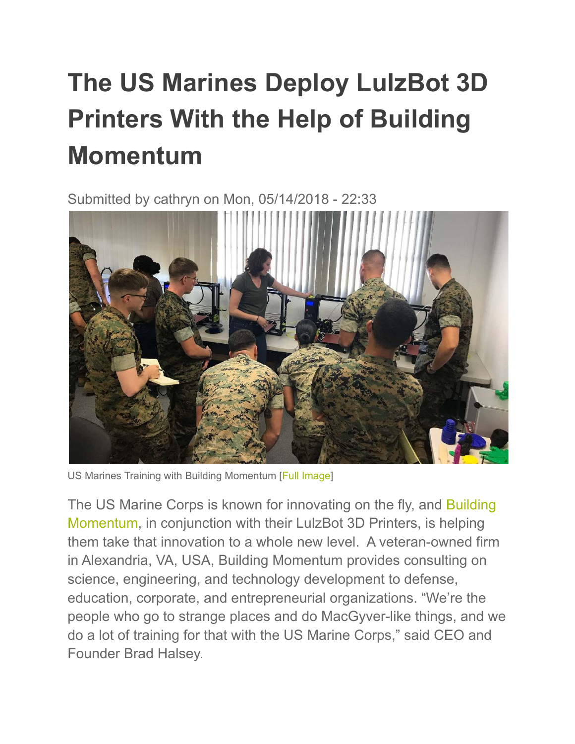# The US Marines Deploy LulzBot 3D Printers With the Help of Building Momentum

Submitted by cathryn on Mon, 05/14/2018 - 22:33

US Marines Training with Building Momentum [Full Image]

The US Marine Corps is known for innovating on the fly, and Building Momentum, in conjunction with their LulzBot 3D Printers, is helping them take that innovation to a whole new level. A veteran-owned firm in Alexandria, VA, USA, Building Momentum provides consulting on science, engineering, and technology development to defense, education, corporate, and entrepreneurial organizations. "We're the people who go to strange places and do MacGyver-like things, and we do a lot of training for that with the US Marine Corps," said CEO and Founder Brad Halsey.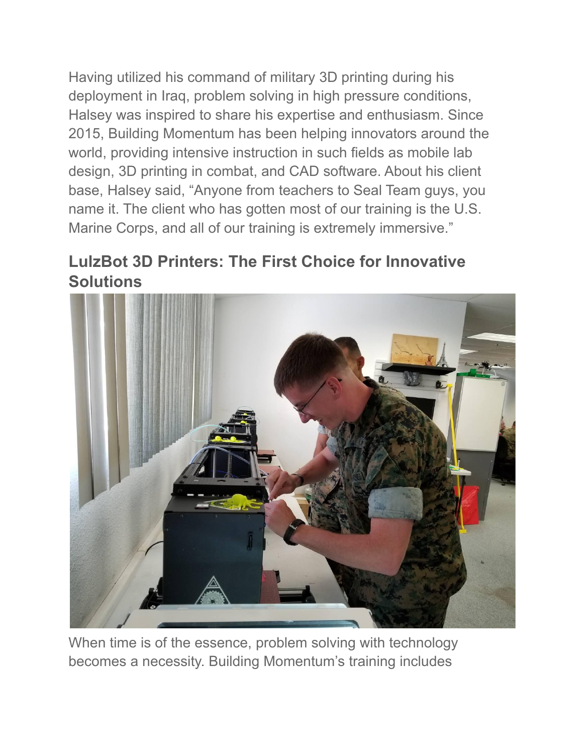Having utilized his command of military 3D printing during his deployment in Iraq, problem solving in high pressure conditions, Halsey was inspired to share his expertise and enthusiasm. Since 2015, Building Momentum has been helping innovators around the world, providing intensive instruction in such fields as mobile lab design, 3D printing in combat, and CAD software. About his client base, Halsey said, "Anyone from teachers to Seal Team guys, you name it. The client who has gotten most of our training is the U.S. Marine Corps, and all of our training is extremely immersive."

## LulzBot 3D Printers: The First Choice for Innovative Solutions

When time is of the essence, problem solving with technology becomes a necessity. Building Momentum's training includes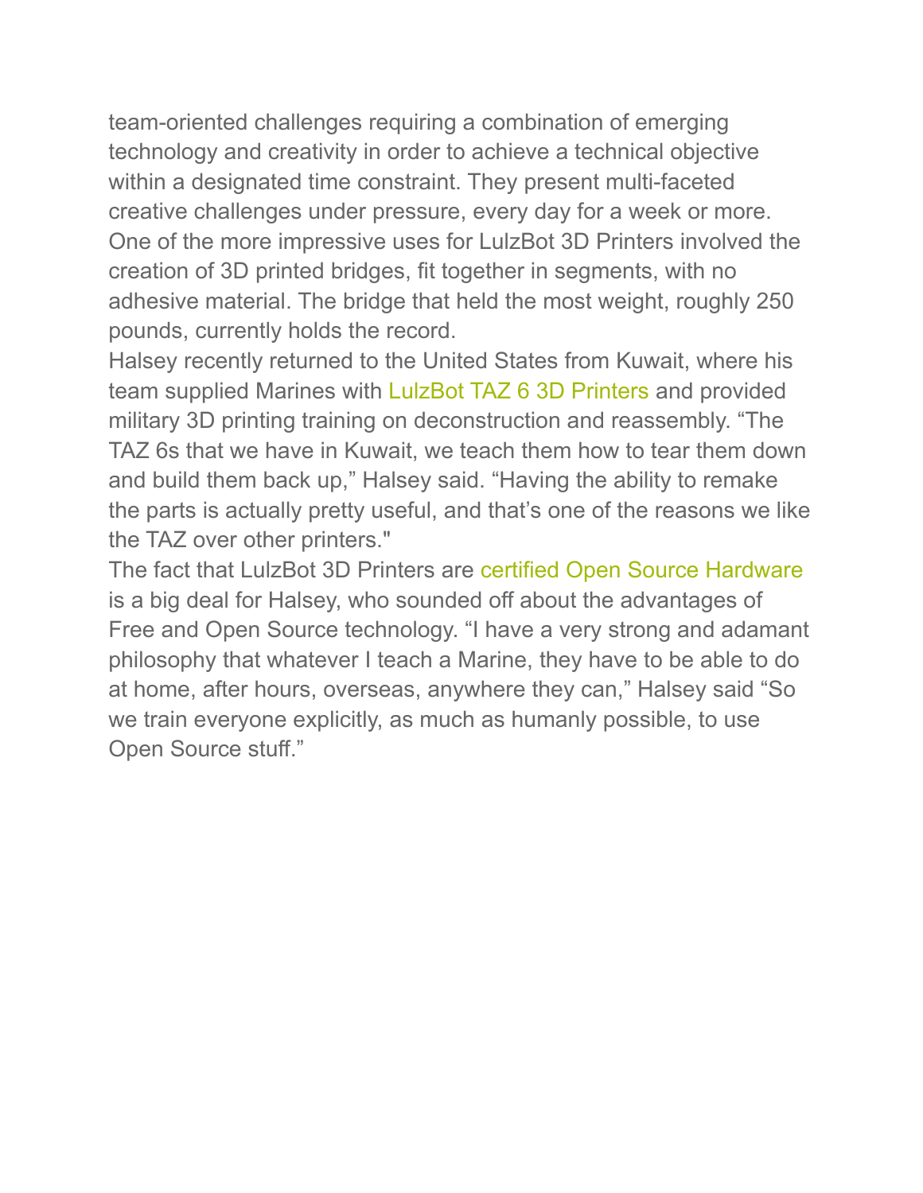team-oriented challenges requiring a combination of emerging technology and creativity in order to achieve a technical objective within a designated time constraint. They present multi-faceted creative challenges under pressure, every day for a week or more. One of the more impressive uses for LulzBot 3D Printers involved the creation of 3D printed bridges, fit together in segments, with no adhesive material. The bridge that held the most weight, roughly 250 pounds, currently holds the record.

Halsey recently returned to the United States from Kuwait, where his team supplied Marines with LulzBot TAZ 6 3D Printers and provided military 3D printing training on deconstruction and reassembly. “The TAZ 6s that we have in Kuwait, we teach them how to tear them down and build them back up,” Halsey said. “Having the ability to remake the parts is actually pretty useful, and that’s one of the reasons we like the TAZ over other printers."

The fact that LulzBot 3D Printers are certified Open Source Hardware is a big deal for Halsey, who sounded off about the advantages of Free and Open Source technology. “I have a very strong and adamant philosophy that whatever I teach a Marine, they have to be able to do at home, after hours, overseas, anywhere they can,” Halsey said “So we train everyone explicitly, as much as humanly possible, to use Open Source stuff.”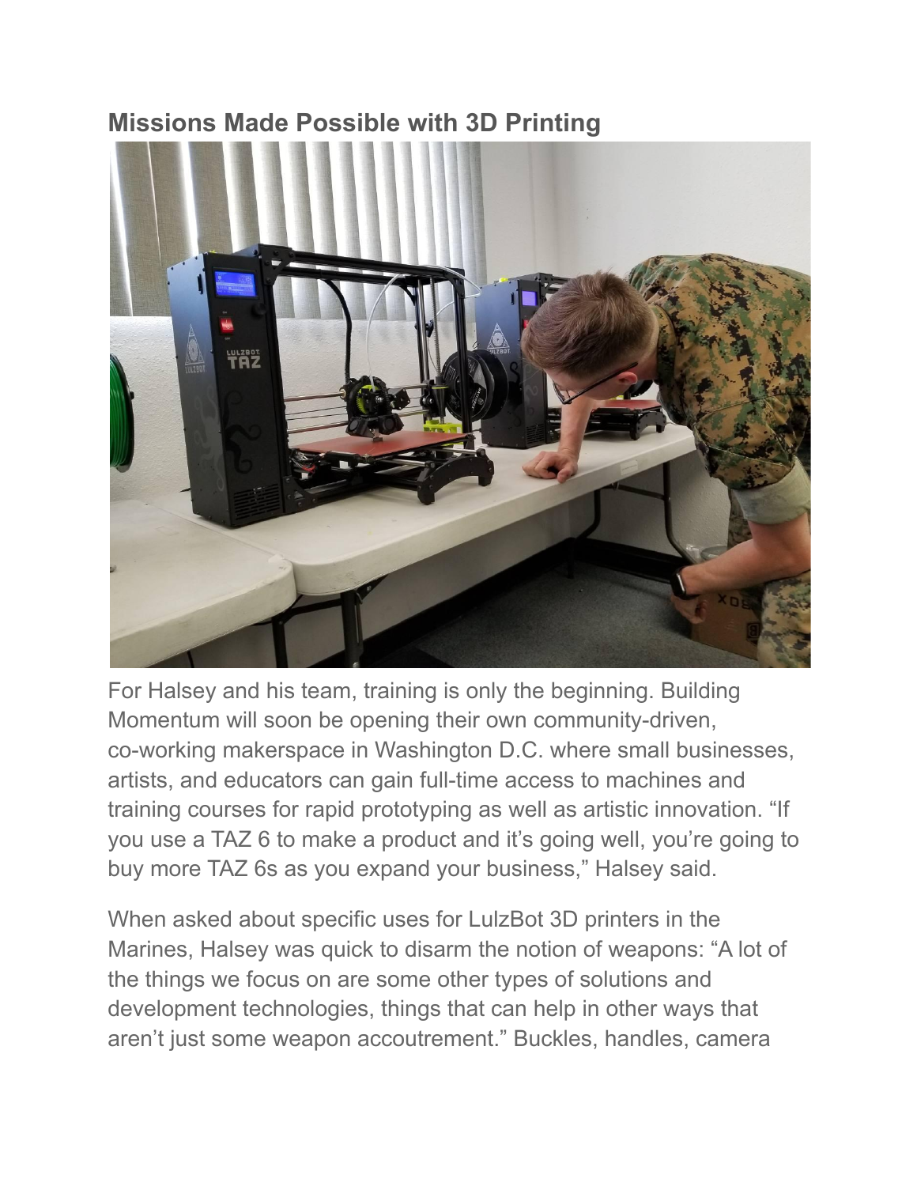## Missions Made Possible with 3D Printing

For Halsey and his team, training is only the beginning. Building Momentum will soon be opening their own community-driven, co-working makerspace in Washington D.C. where small businesses, artists, and educators can gain full-time access to machines and training courses for rapid prototyping as well as artistic innovation. “If you use a TAZ 6 to make a product and it’s going well, you’re going to buy more TAZ 6s as you expand your business,” Halsey said.

When asked about specific uses for LulzBot 3D printers in the Marines, Halsey was quick to disarm the notion of weapons: “A lot of the things we focus on are some other types of solutions and development technologies, things that can help in other ways that aren’t just some weapon accoutrement.” Buckles, handles, camera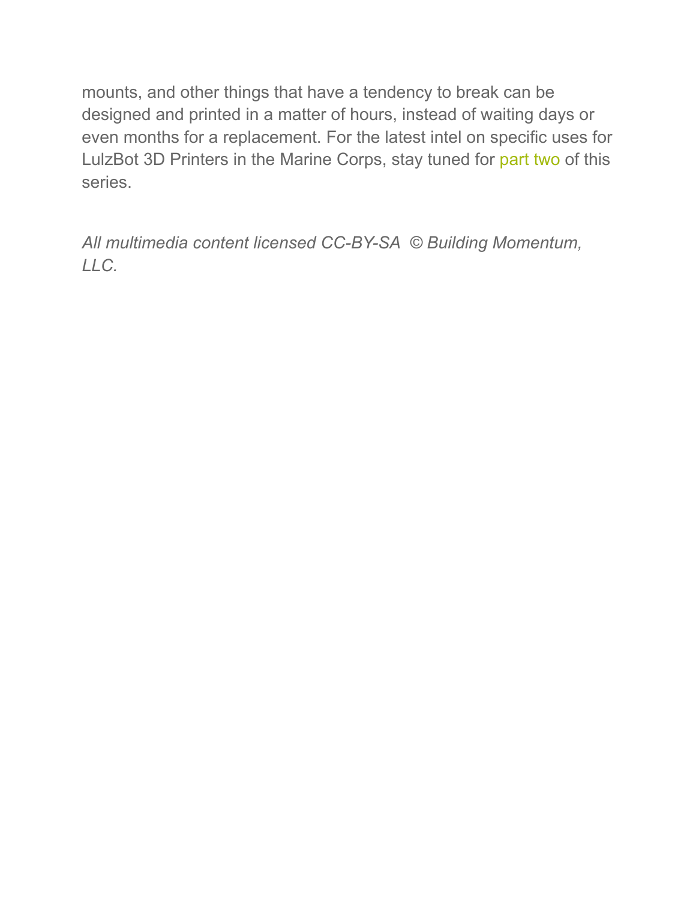mounts, and other things that have a tendency to break can be designed and printed in a matter of hours, instead of waiting days or even months for a replacement. For the latest intel on specific uses for LulzBot 3D Printers in the Marine Corps, stay tuned for part two of this series.

*All multimedia content licensed CC-BY-SA © Building Momentum, LLC.*